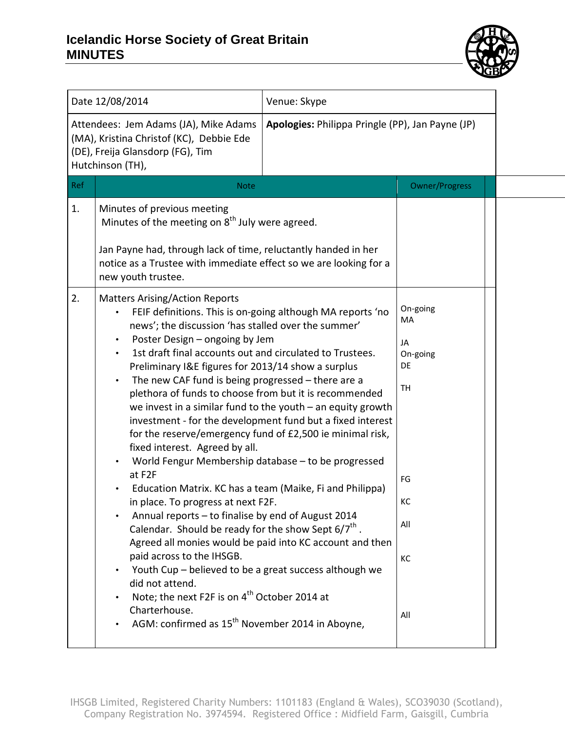# Icelandic Horse Society of Great Britain
# MINUTES

| Date 12/08/2014 | Venue: Skype |
|---|---|
| Attendees: Jem Adams (JA), Mike Adams (MA), Kristina Christof (KC), Debbie Ede (DE), Freija Glansdorp (FG), Tim Hutchinson (TH), | **Apologies:** Philippa Pringle (PP), Jan Payne (JP) |

| Ref | Note | Owner/Progress |
|---|---|---|
| 1. | Minutes of previous meeting<br>Minutes of the meeting on 8th July were agreed.<br><br>Jan Payne had, through lack of time, reluctantly handed in her notice as a Trustee with immediate effect so we are looking for a new youth trustee. | |
| 2. | Matters Arising/Action Reports<br>• FEIF definitions. This is on-going although MA reports 'no news'; the discussion 'has stalled over the summer'<br>• Poster Design – ongoing by Jem<br>• 1st draft final accounts out and circulated to Trustees. Preliminary I&E figures for 2013/14 show a surplus<br>• The new CAF fund is being progressed – there are a plethora of funds to choose from but it is recommended we invest in a similar fund to the youth – an equity growth investment - for the development fund but a fixed interest for the reserve/emergency fund of £2,500 ie minimal risk, fixed interest. Agreed by all.<br>• World Fengur Membership database – to be progressed at F2F<br>• Education Matrix. KC has a team (Maike, Fi and Philippa) in place. To progress at next F2F.<br>• Annual reports – to finalise by end of August 2014<br>Calendar. Should be ready for the show Sept 6/7th. Agreed all monies would be paid into KC account and then paid across to the IHSGB.<br>• Youth Cup – believed to be a great success although we did not attend.<br>• Note; the next F2F is on 4th October 2014 at Charterhouse.<br>• AGM: confirmed as 15th November 2014 in Aboyne, | On-going MA<br><br>JA<br>On-going DE<br><br>TH<br><br>FG<br><br>KC<br><br>All<br><br>KC<br><br>All |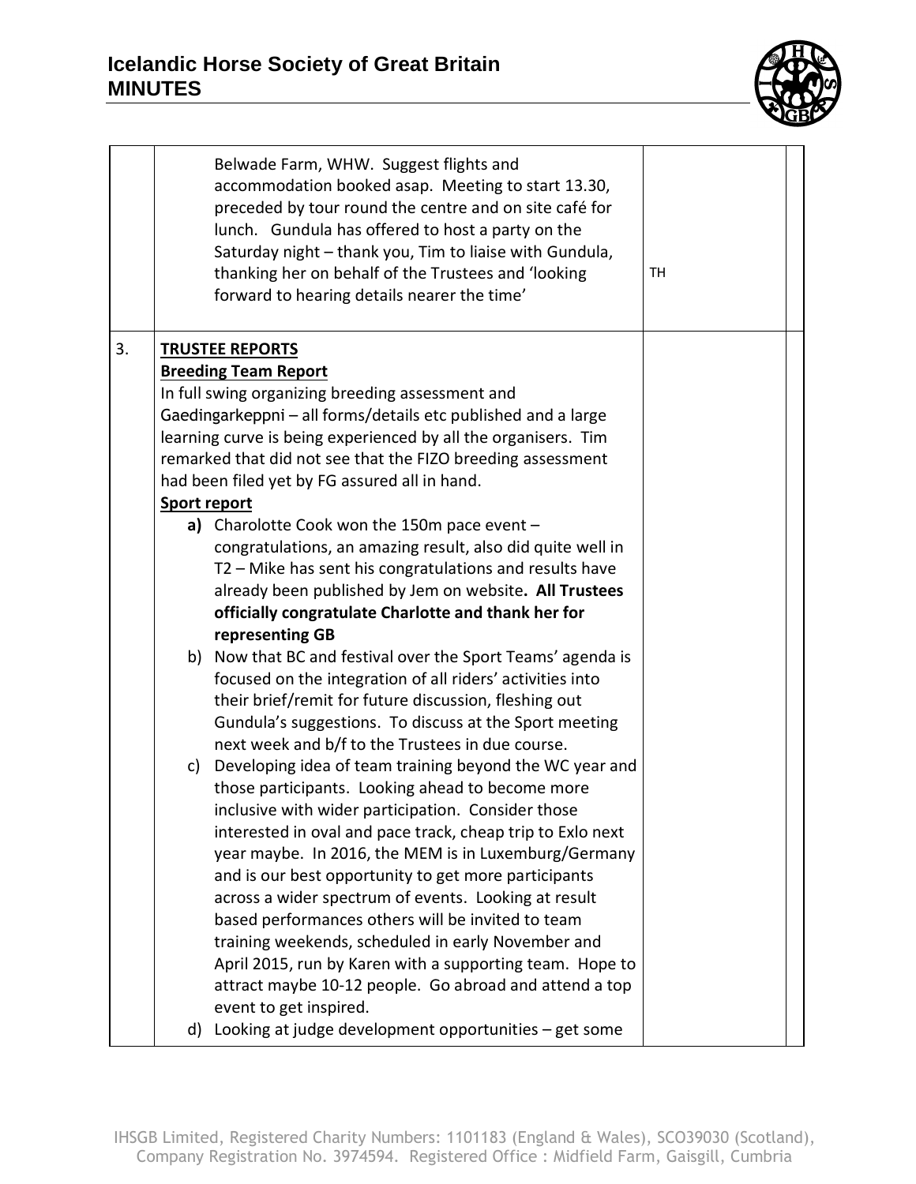| | | | |
|---|---|---|---|
| | Belwade Farm, WHW. Suggest flights and accommodation booked asap. Meeting to start 13.30, preceded by tour round the centre and on site café for lunch. Gundula has offered to host a party on the Saturday night – thank you, Tim to liaise with Gundula, thanking her on behalf of the Trustees and 'looking forward to hearing details nearer the time' | TH | |
| 3. | **TRUSTEE REPORTS**<br>**Breeding Team Report**<br>In full swing organizing breeding assessment and Gaedingarkeppni – all forms/details etc published and a large learning curve is being experienced by all the organisers. Tim remarked that did not see that the FIZO breeding assessment had been filed yet by FG assured all in hand.<br>**Sport report**<br>**a)** Charolotte Cook won the 150m pace event – congratulations, an amazing result, also did quite well in T2 – Mike has sent his congratulations and results have already been published by Jem on website**. All Trustees officially congratulate Charlotte and thank her for representing GB**<br>b) Now that BC and festival over the Sport Teams' agenda is focused on the integration of all riders' activities into their brief/remit for future discussion, fleshing out Gundula's suggestions. To discuss at the Sport meeting next week and b/f to the Trustees in due course.<br>c) Developing idea of team training beyond the WC year and those participants. Looking ahead to become more inclusive with wider participation. Consider those interested in oval and pace track, cheap trip to Exlo next year maybe. In 2016, the MEM is in Luxemburg/Germany and is our best opportunity to get more participants across a wider spectrum of events. Looking at result based performances others will be invited to team training weekends, scheduled in early November and April 2015, run by Karen with a supporting team. Hope to attract maybe 10-12 people. Go abroad and attend a top event to get inspired.<br>d) Looking at judge development opportunities – get some | | |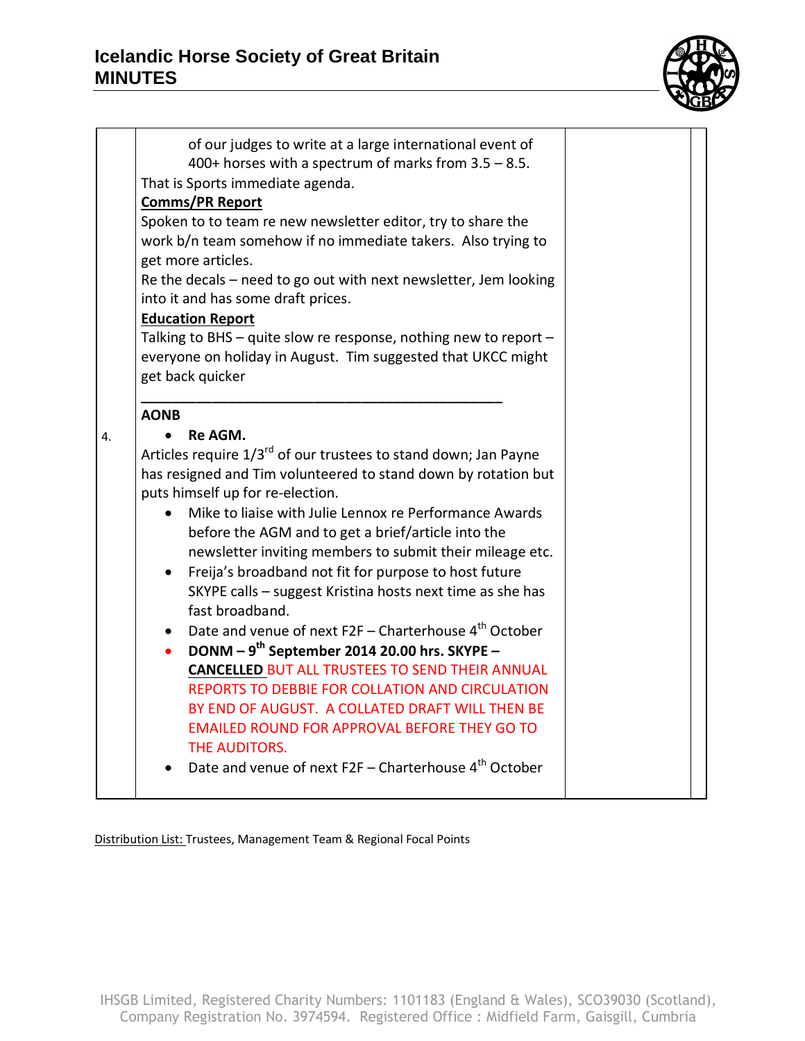| | | | |
|---|---|---|---|
| | of our judges to write at a large international event of 400+ horses with a spectrum of marks from 3.5 – 8.5.<br>That is Sports immediate agenda.<br>**<u>Comms/PR Report</u>**<br>Spoken to to team re new newsletter editor, try to share the work b/n team somehow if no immediate takers. Also trying to get more articles.<br>Re the decals – need to go out with next newsletter, Jem looking into it and has some draft prices.<br>**<u>Education Report</u>**<br>Talking to BHS – quite slow re response, nothing new to report – everyone on holiday in August. Tim suggested that UKCC might get back quicker<br>\_\_\_\_\_\_\_\_\_\_\_\_\_\_\_\_\_\_\_\_\_\_\_\_\_\_\_\_\_\_\_\_\_\_\_\_\_\_\_\_\_\_\_\_ | | |
| 4. | **AONB**<br>• **Re AGM.**<br>Articles require 1/3rd of our trustees to stand down; Jan Payne has resigned and Tim volunteered to stand down by rotation but puts himself up for re-election.<br>• Mike to liaise with Julie Lennox re Performance Awards before the AGM and to get a brief/article into the newsletter inviting members to submit their mileage etc.<br>• Freija's broadband not fit for purpose to host future SKYPE calls – suggest Kristina hosts next time as she has fast broadband.<br>• Date and venue of next F2F – Charterhouse 4th October<br>• **DONM – 9th September 2014 20.00 hrs. SKYPE –** **<u>CANCELLED</u>** BUT ALL TRUSTEES TO SEND THEIR ANNUAL REPORTS TO DEBBIE FOR COLLATION AND CIRCULATION BY END OF AUGUST. A COLLATED DRAFT WILL THEN BE EMAILED ROUND FOR APPROVAL BEFORE THEY GO TO THE AUDITORS.<br>• Date and venue of next F2F – Charterhouse 4th October | | |

<u>Distribution List:</u> Trustees, Management Team & Regional Focal Points